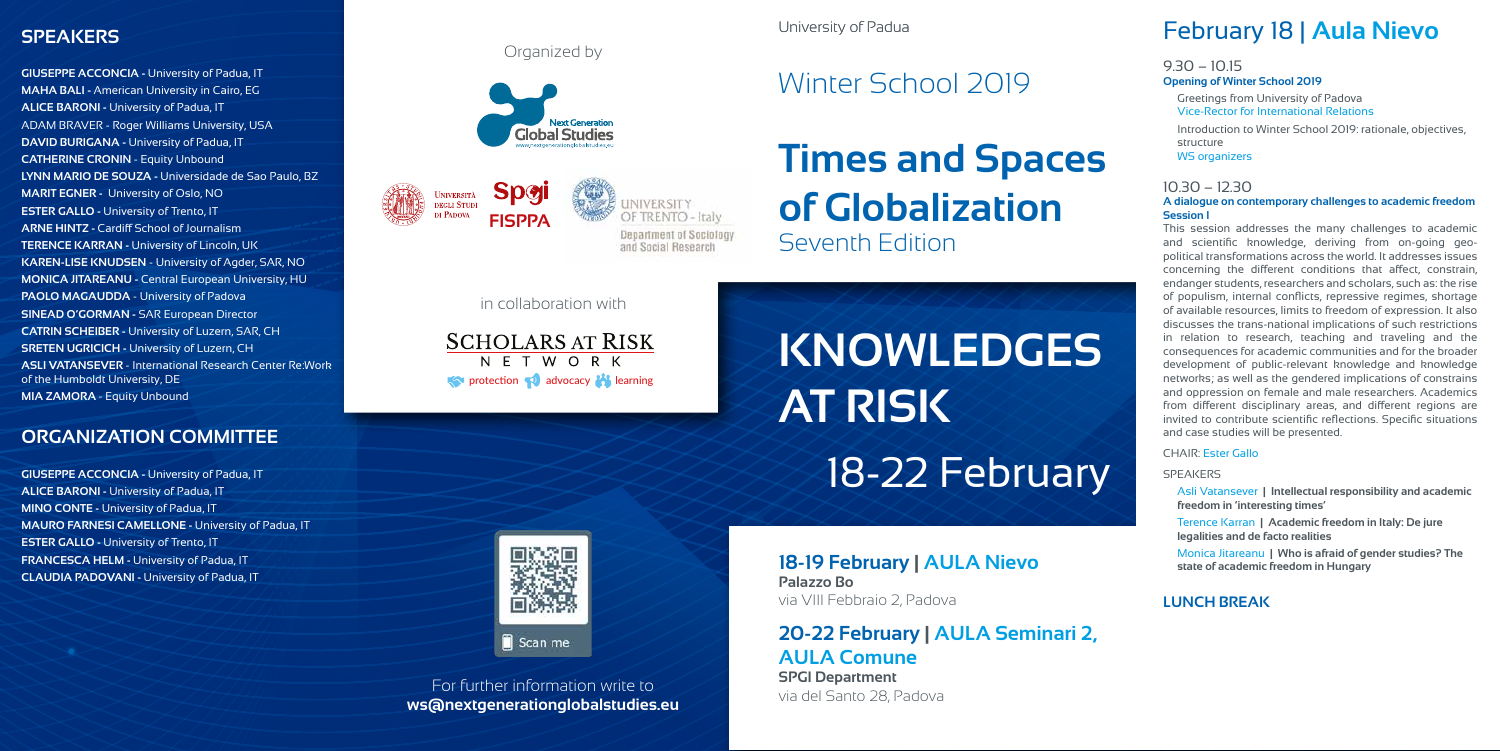## SPEAKERS

**GIUSEPPE ACCONCIA -** University of Padua, IT
**MAHA BALI -** American University in Cairo, EG
**ALICE BARONI -** University of Padua, IT
ADAM BRAVER - Roger Williams University, USA
**DAVID BURIGANA -** University of Padua, IT
**CATHERINE CRONIN** - Equity Unbound
**LYNN MARIO DE SOUZA -** Universidade de Sao Paulo, BZ
**MARIT EGNER -** University of Oslo, NO
**ESTER GALLO -** University of Trento, IT
**ARNE HINTZ -** Cardiff School of Journalism
**TERENCE KARRAN -** University of Lincoln, UK
**KAREN-LISE KNUDSEN** - University of Agder, SAR, NO
**MONICA JITAREANU -** Central European University, HU
**PAOLO MAGAUDDA** - University of Padova
**SINEAD O'GORMAN -** SAR European Director
**CATRIN SCHEIBER -** University of Luzern, SAR, CH
**SRETEN UGRICICH -** University of Luzern, CH
**ASLI VATANSEVER** - International Research Center Re:Work of the Humboldt University, DE
**MIA ZAMORA** - Equity Unbound

## ORGANIZATION COMMITTEE

**GIUSEPPE ACCONCIA -** University of Padua, IT
**ALICE BARONI -** University of Padua, IT
**MINO CONTE -** University of Padua, IT
**MAURO FARNESI CAMELLONE -** University of Padua, IT
**ESTER GALLO -** University of Trento, IT
**FRANCESCA HELM -** University of Padua, IT
**CLAUDIA PADOVANI -** University of Padua, IT

Organized by

Next Generation Global Studies
www.nextgenerationglobalstudies.eu

Università degli Studi di Padova — SPGI FISPPA — University of Trento - Italy, Department of Sociology and Social Research

in collaboration with

SCHOLARS AT RISK NETWORK
protection advocacy learning

Scan me

For further information write to
**ws@nextgenerationglobalstudies.eu**

University of Padua

# Winter School 2019

# Times and Spaces of Globalization

Seventh Edition

# KNOWLEDGES AT RISK

18-22 February

### 18-19 February | AULA Nievo

**Palazzo Bo**
via VIII Febbraio 2, Padova

### 20-22 February | AULA Seminari 2, AULA Comune

**SPGI Department**
via del Santo 28, Padova

## February 18 | Aula Nievo

9.30 – 10.15
**Opening of Winter School 2019**

Greetings from University of Padova
Vice-Rector for International Relations

Introduction to Winter School 2019: rationale, objectives, structure
WS organizers

10.30 – 12.30
**A dialogue on contemporary challenges to academic freedom**
**Session I**

This session addresses the many challenges to academic and scientific knowledge, deriving from on-going geo-political transformations across the world. It addresses issues concerning the different conditions that affect, constrain, endanger students, researchers and scholars, such as: the rise of populism, internal conflicts, repressive regimes, shortage of available resources, limits to freedom of expression. It also discusses the trans-national implications of such restrictions in relation to research, teaching and traveling and the consequences for academic communities and for the broader development of public-relevant knowledge and knowledge networks; as well as the gendered implications of constrains and oppression on female and male researchers. Academics from different disciplinary areas, and different regions are invited to contribute scientific reflections. Specific situations and case studies will be presented.

CHAIR: Ester Gallo

SPEAKERS

Asli Vatansever **| Intellectual responsibility and academic freedom in 'interesting times'**

Terence Karran **| Academic freedom in Italy: De jure legalities and de facto realities**

Monica Jitareanu **| Who is afraid of gender studies? The state of academic freedom in Hungary**

**LUNCH BREAK**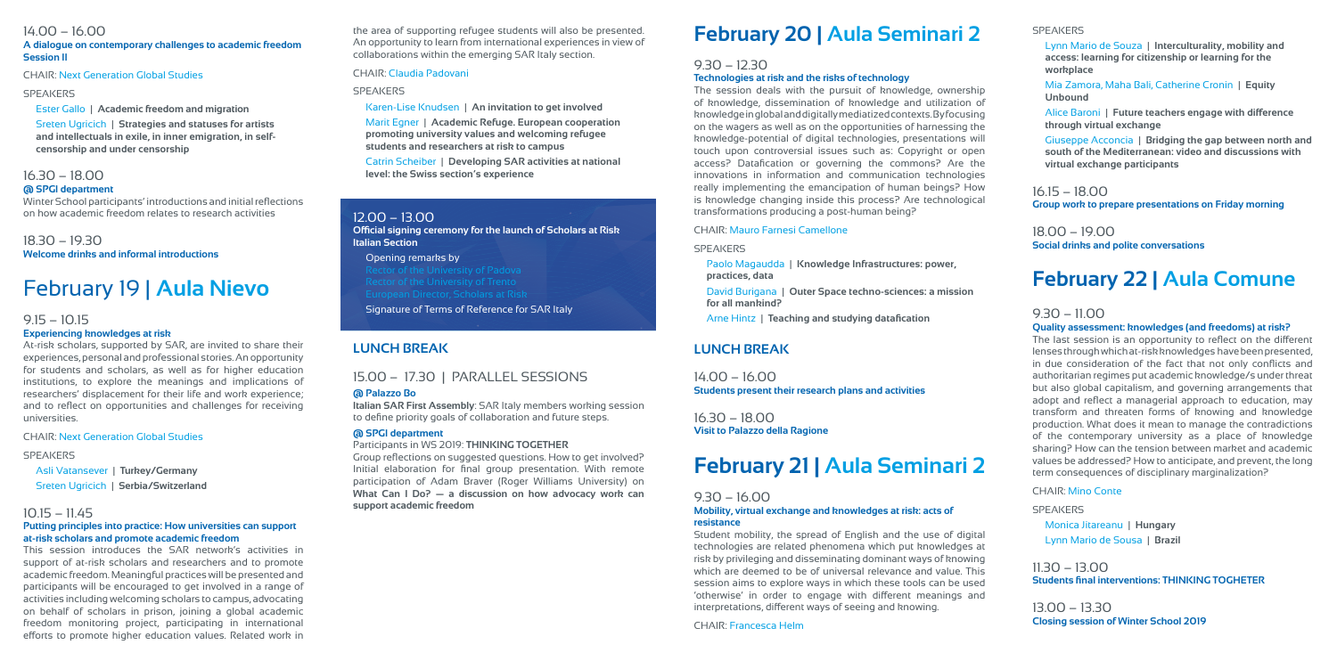14.00 – 16.00
**A dialogue on contemporary challenges to academic freedom Session II**

CHAIR: Next Generation Global Studies

SPEAKERS

Ester Gallo | **Academic freedom and migration**

Sreten Ugricich | **Strategies and statuses for artists and intellectuals in exile, in inner emigration, in self-censorship and under censorship**

16.30 – 18.00
**@ SPGI department**
Winter School participants' introductions and initial reflections on how academic freedom relates to research activities

18.30 – 19.30
**Welcome drinks and informal introductions**

# February 19 | Aula Nievo

9.15 – 10.15
**Experiencing knowledges at risk**

At-risk scholars, supported by SAR, are invited to share their experiences, personal and professional stories. An opportunity for students and scholars, as well as for higher education institutions, to explore the meanings and implications of researchers' displacement for their life and work experience; and to reflect on opportunities and challenges for receiving universities.

CHAIR: Next Generation Global Studies

SPEAKERS

Asli Vatansever | **Turkey/Germany**

Sreten Ugricich | **Serbia/Switzerland**

10.15 – 11.45
**Putting principles into practice: How universities can support at-risk scholars and promote academic freedom**

This session introduces the SAR network's activities in support of at-risk scholars and researchers and to promote academic freedom. Meaningful practices will be presented and participants will be encouraged to get involved in a range of activities including welcoming scholars to campus, advocating on behalf of scholars in prison, joining a global academic freedom monitoring project, participating in international efforts to promote higher education values. Related work in the area of supporting refugee students will also be presented. An opportunity to learn from international experiences in view of collaborations within the emerging SAR Italy section.

CHAIR: Claudia Padovani

SPEAKERS

Karen-Lise Knudsen | **An invitation to get involved**

Marit Egner | **Academic Refuge. European cooperation promoting university values and welcoming refugee students and researchers at risk to campus**

Catrin Scheiber | **Developing SAR activities at national level: the Swiss section's experience**

12.00 – 13.00
**Official signing ceremony for the launch of Scholars at Risk Italian Section**

Opening remarks by
Rector of the University of Padova
Rector of the University of Trento
European Director, Scholars at Risk

Signature of Terms of Reference for SAR Italy

## LUNCH BREAK

15.00 – 17.30 | PARALLEL SESSIONS

**@ Palazzo Bo**
**Italian SAR First Assembly**: SAR Italy members working session to define priority goals of collaboration and future steps.

**@ SPGI department**
Participants in WS 2019: **THINKING TOGETHER**
Group reflections on suggested questions. How to get involved? Initial elaboration for final group presentation. With remote participation of Adam Braver (Roger Williams University) on **What Can I Do? — a discussion on how advocacy work can support academic freedom**

# February 20 | Aula Seminari 2

9.30 – 12.30
**Technologies at risk and the risks of technology**

The session deals with the pursuit of knowledge, ownership of knowledge, dissemination of knowledge and utilization of knowledge in global and digitally mediatized contexts. By focusing on the wagers as well as on the opportunities of harnessing the knowledge-potential of digital technologies, presentations will touch upon controversial issues such as: Copyright or open access? Datafication or governing the commons? Are the innovations in information and communication technologies really implementing the emancipation of human beings? How is knowledge changing inside this process? Are technological transformations producing a post-human being?

CHAIR: Mauro Farnesi Camellone

SPEAKERS

Paolo Magaudda | **Knowledge Infrastructures: power, practices, data**

David Burigana | **Outer Space techno-sciences: a mission for all mankind?**

Arne Hintz | **Teaching and studying datafication**

## LUNCH BREAK

14.00 – 16.00
**Students present their research plans and activities**

16.30 – 18.00
**Visit to Palazzo della Ragione**

# February 21 | Aula Seminari 2

9.30 – 16.00
**Mobility, virtual exchange and knowledges at risk: acts of resistance**

Student mobility, the spread of English and the use of digital technologies are related phenomena which put knowledges at risk by privileging and disseminating dominant ways of knowing which are deemed to be of universal relevance and value. This session aims to explore ways in which these tools can be used 'otherwise' in order to engage with different meanings and interpretations, different ways of seeing and knowing.

CHAIR: Francesca Helm

SPEAKERS

Lynn Mario de Souza | **Interculturality, mobility and access: learning for citizenship or learning for the workplace**

Mia Zamora, Maha Bali, Catherine Cronin | **Equity Unbound**

Alice Baroni | **Future teachers engage with difference through virtual exchange**

Giuseppe Acconcia | **Bridging the gap between north and south of the Mediterranean: video and discussions with virtual exchange participants**

16.15 – 18.00
**Group work to prepare presentations on Friday morning**

18.00 – 19.00
**Social drinks and polite conversations**

# February 22 | Aula Comune

9.30 – 11.00
**Quality assessment: knowledges (and freedoms) at risk?**

The last session is an opportunity to reflect on the different lenses through which at-risk knowledges have been presented, in due consideration of the fact that not only conflicts and authoritarian regimes put academic knowledge/s under threat but also global capitalism, and governing arrangements that adopt and reflect a managerial approach to education, may transform and threaten forms of knowing and knowledge production. What does it mean to manage the contradictions of the contemporary university as a place of knowledge sharing? How can the tension between market and academic values be addressed? How to anticipate, and prevent, the long term consequences of disciplinary marginalization?

CHAIR: Mino Conte

SPEAKERS

Monica Jitareanu | **Hungary**

Lynn Mario de Sousa | **Brazil**

11.30 – 13.00
**Students final interventions: THINKING TOGHETER**

13.00 – 13.30
**Closing session of Winter School 2019**